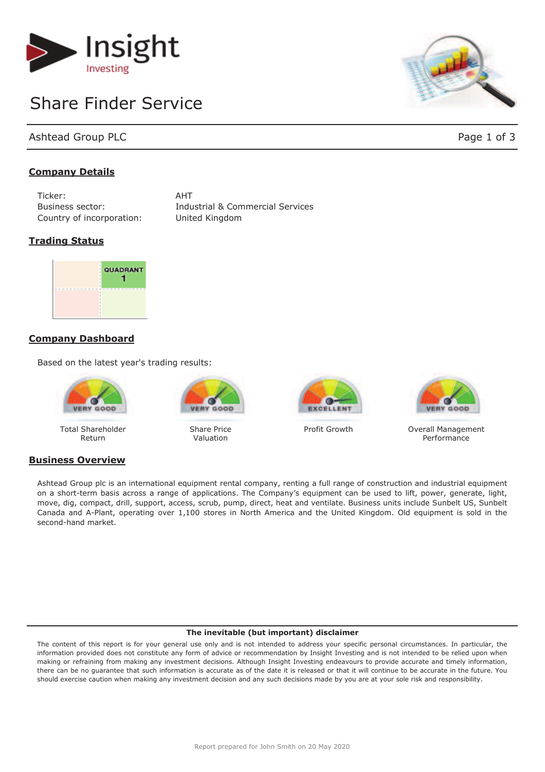# Insight Investing

## Share Finder Service

Ashtead Group PLC

### Company Details

| | |
|---|---|
| Ticker: | AHT |
| Business sector: | Industrial & Commercial Services |
| Country of incorporation: | United Kingdom |

### Trading Status

QUADRANT 1

### Company Dashboard

Based on the latest year's trading results:

| Total Shareholder Return | Share Price Valuation | Profit Growth | Overall Management Performance |
|---|---|---|---|
| VERY GOOD | VERY GOOD | EXCELLENT | VERY GOOD |

### Business Overview

Ashtead Group plc is an international equipment rental company, renting a full range of construction and industrial equipment on a short-term basis across a range of applications. The Company's equipment can be used to lift, power, generate, light, move, dig, compact, drill, support, access, scrub, pump, direct, heat and ventilate. Business units include Sunbelt US, Sunbelt Canada and A-Plant, operating over 1,100 stores in North America and the United Kingdom. Old equipment is sold in the second-hand market.

**The inevitable (but important) disclaimer**

The content of this report is for your general use only and is not intended to address your specific personal circumstances. In particular, the information provided does not constitute any form of advice or recommendation by Insight Investing and is not intended to be relied upon when making or refraining from making any investment decisions. Although Insight Investing endeavours to provide accurate and timely information, there can be no guarantee that such information is accurate as of the date it is released or that it will continue to be accurate in the future. You should exercise caution when making any investment decision and any such decisions made by you are at your sole risk and responsibility.

Report prepared for John Smith on 20 May 2020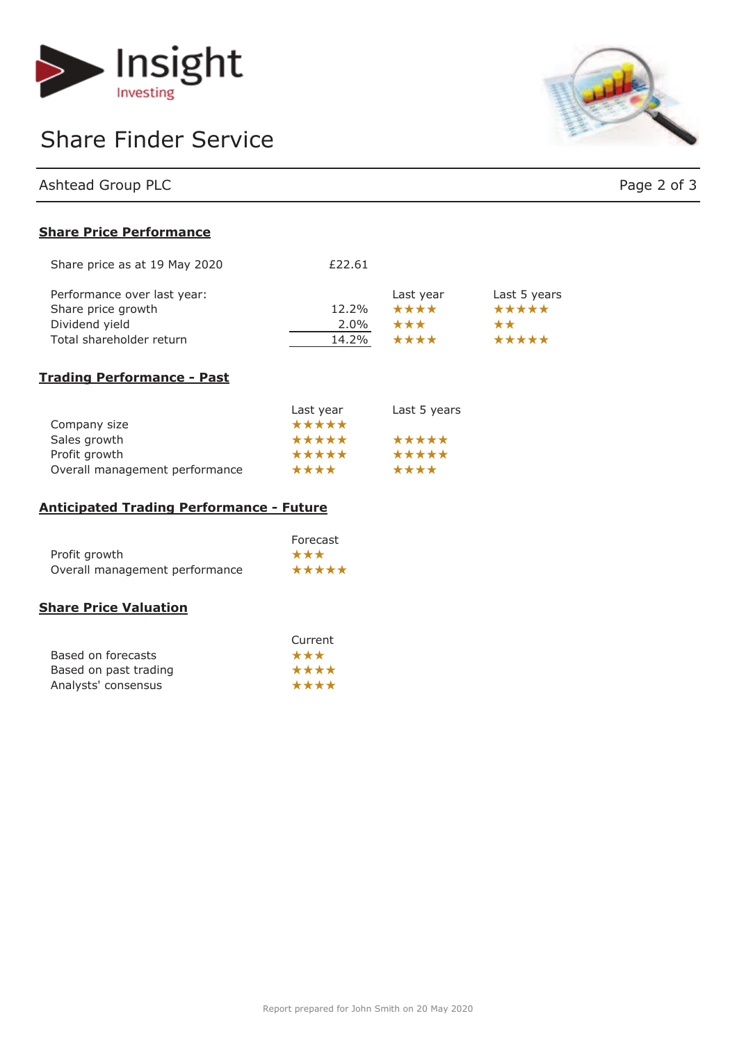Insight Investing

# Share Finder Service

Ashtead Group PLC

## Share Price Performance

Share price as at 19 May 2020 — £22.61

| Performance over last year: | | Last year | Last 5 years |
|---|---|---|---|
| Share price growth | 12.2% | ★★★★ | ★★★★★ |
| Dividend yield | 2.0% | ★★★ | ★★ |
| Total shareholder return | 14.2% | ★★★★ | ★★★★★ |

## Trading Performance - Past

| | Last year | Last 5 years |
|---|---|---|
| Company size | ★★★★★ | |
| Sales growth | ★★★★★ | ★★★★★ |
| Profit growth | ★★★★★ | ★★★★★ |
| Overall management performance | ★★★★ | ★★★★ |

## Anticipated Trading Performance - Future

| | Forecast |
|---|---|
| Profit growth | ★★★ |
| Overall management performance | ★★★★★ |

## Share Price Valuation

| | Current |
|---|---|
| Based on forecasts | ★★★ |
| Based on past trading | ★★★★ |
| Analysts' consensus | ★★★★ |

Report prepared for John Smith on 20 May 2020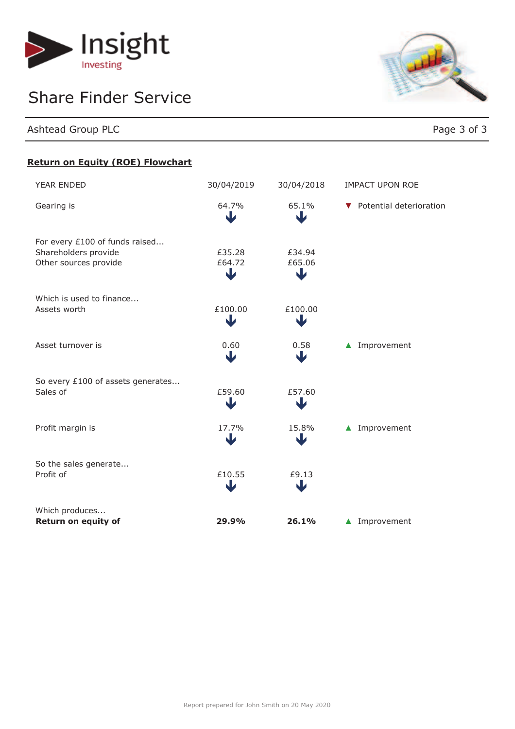Share Finder Service

Ashtead Group PLC

**Return on Equity (ROE) Flowchart**

| YEAR ENDED | 30/04/2019 | 30/04/2018 | IMPACT UPON ROE |
|---|---|---|---|
| Gearing is | 64.7% | 65.1% | ▼ Potential deterioration |
| For every £100 of funds raised... | | | |
| Shareholders provide | £35.28 | £34.94 | |
| Other sources provide | £64.72 | £65.06 | |
| Which is used to finance... | | | |
| Assets worth | £100.00 | £100.00 | |
| Asset turnover is | 0.60 | 0.58 | ▲ Improvement |
| So every £100 of assets generates... | | | |
| Sales of | £59.60 | £57.60 | |
| Profit margin is | 17.7% | 15.8% | ▲ Improvement |
| So the sales generate... | | | |
| Profit of | £10.55 | £9.13 | |
| Which produces... | | | |
| **Return on equity of** | **29.9%** | **26.1%** | ▲ Improvement |

Report prepared for John Smith on 20 May 2020